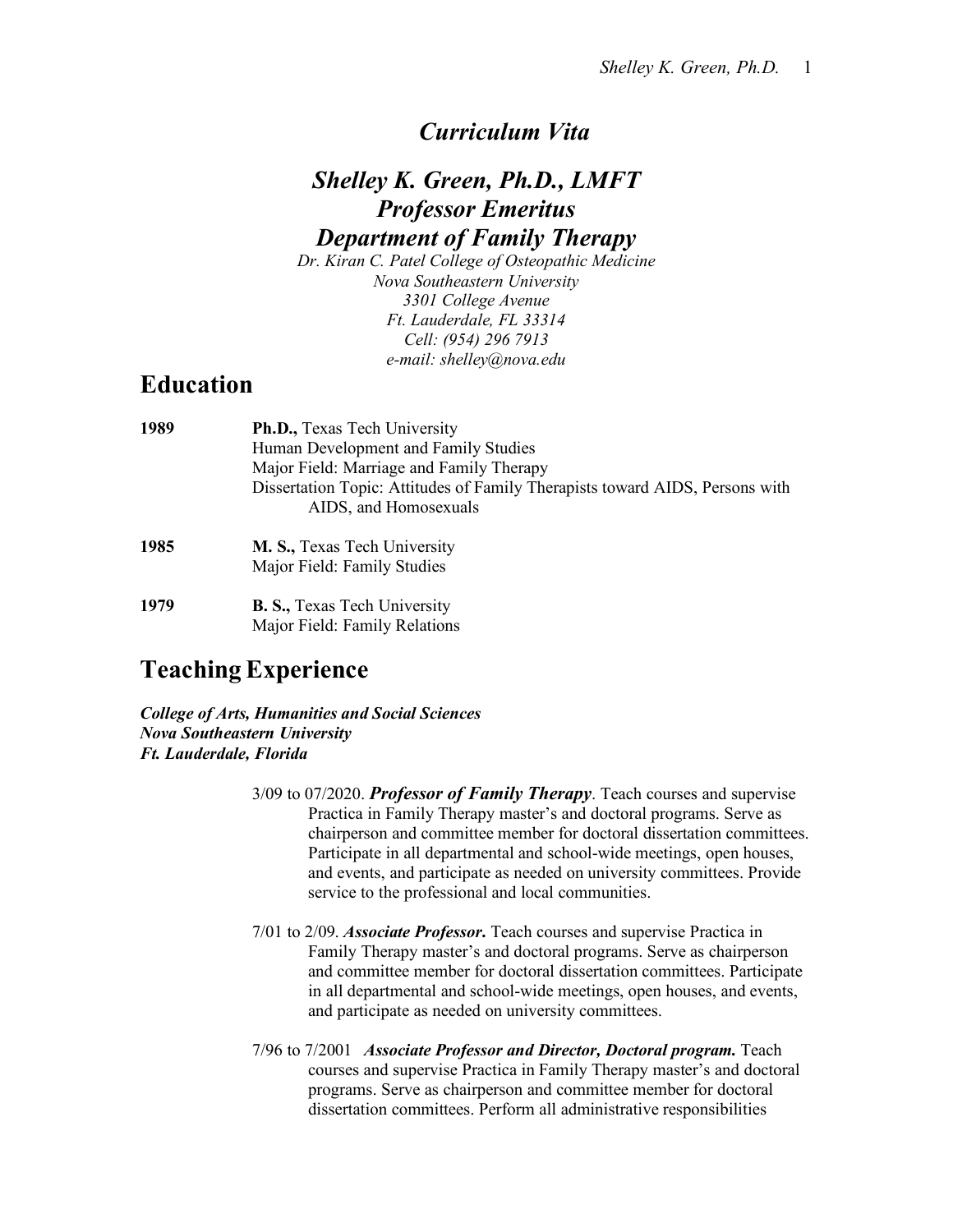# *Curriculum Vita*

## *Shelley K. Green, Ph.D., LMFT*
## *Professor Emeritus*
## *Department of Family Therapy*

*Dr. Kiran C. Patel College of Osteopathic Medicine*
*Nova Southeastern University*
*3301 College Avenue*
*Ft. Lauderdale, FL 33314*
*Cell: (954) 296 7913*
*e-mail: shelley@nova.edu*

# Education

**1989** — **Ph.D.,** Texas Tech University
Human Development and Family Studies
Major Field: Marriage and Family Therapy
Dissertation Topic: Attitudes of Family Therapists toward AIDS, Persons with AIDS, and Homosexuals

**1985** — **M. S.,** Texas Tech University
Major Field: Family Studies

**1979** — **B. S.,** Texas Tech University
Major Field: Family Relations

# Teaching Experience

***College of Arts, Humanities and Social Sciences***
***Nova Southeastern University***
***Ft. Lauderdale, Florida***

3/09 to 07/2020. ***Professor of Family Therapy***. Teach courses and supervise Practica in Family Therapy master's and doctoral programs. Serve as chairperson and committee member for doctoral dissertation committees. Participate in all departmental and school-wide meetings, open houses, and events, and participate as needed on university committees. Provide service to the professional and local communities.

7/01 to 2/09. ***Associate Professor.*** Teach courses and supervise Practica in Family Therapy master's and doctoral programs. Serve as chairperson and committee member for doctoral dissertation committees. Participate in all departmental and school-wide meetings, open houses, and events, and participate as needed on university committees.

7/96 to 7/2001 ***Associate Professor and Director, Doctoral program.*** Teach courses and supervise Practica in Family Therapy master's and doctoral programs. Serve as chairperson and committee member for doctoral dissertation committees. Perform all administrative responsibilities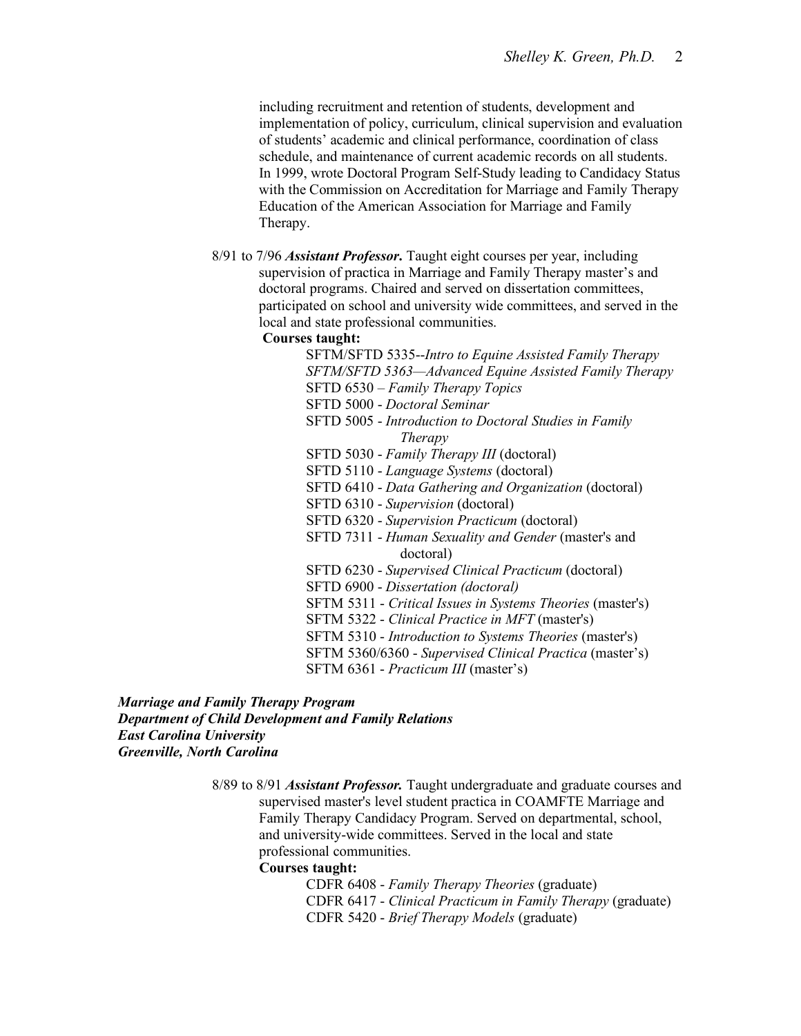including recruitment and retention of students, development and implementation of policy, curriculum, clinical supervision and evaluation of students' academic and clinical performance, coordination of class schedule, and maintenance of current academic records on all students. In 1999, wrote Doctoral Program Self-Study leading to Candidacy Status with the Commission on Accreditation for Marriage and Family Therapy Education of the American Association for Marriage and Family Therapy.

8/91 to 7/96 ***Assistant Professor***. Taught eight courses per year, including supervision of practica in Marriage and Family Therapy master's and doctoral programs. Chaired and served on dissertation committees, participated on school and university wide committees, and served in the local and state professional communities.

**Courses taught:**

- SFTM/SFTD 5335--*Intro to Equine Assisted Family Therapy*
- *SFTM/SFTD 5363—Advanced Equine Assisted Family Therapy*
- SFTD 6530 – *Family Therapy Topics*
- SFTD 5000 - *Doctoral Seminar*
- SFTD 5005 - *Introduction to Doctoral Studies in Family Therapy*
- SFTD 5030 - *Family Therapy III* (doctoral)
- SFTD 5110 - *Language Systems* (doctoral)
- SFTD 6410 - *Data Gathering and Organization* (doctoral)
- SFTD 6310 - *Supervision* (doctoral)
- SFTD 6320 - *Supervision Practicum* (doctoral)
- SFTD 7311 - *Human Sexuality and Gender* (master's and doctoral)
- SFTD 6230 - *Supervised Clinical Practicum* (doctoral)
- SFTD 6900 - *Dissertation (doctoral)*
- SFTM 5311 - *Critical Issues in Systems Theories* (master's)
- SFTM 5322 - *Clinical Practice in MFT* (master's)
- SFTM 5310 - *Introduction to Systems Theories* (master's)
- SFTM 5360/6360 - *Supervised Clinical Practica* (master's)
- SFTM 6361 - *Practicum III* (master's)

***Marriage and Family Therapy Program***
***Department of Child Development and Family Relations***
***East Carolina University***
***Greenville, North Carolina***

8/89 to 8/91 ***Assistant Professor.*** Taught undergraduate and graduate courses and supervised master's level student practica in COAMFTE Marriage and Family Therapy Candidacy Program. Served on departmental, school, and university-wide committees. Served in the local and state professional communities.

**Courses taught:**

- CDFR 6408 - *Family Therapy Theories* (graduate)
- CDFR 6417 - *Clinical Practicum in Family Therapy* (graduate)
- CDFR 5420 - *Brief Therapy Models* (graduate)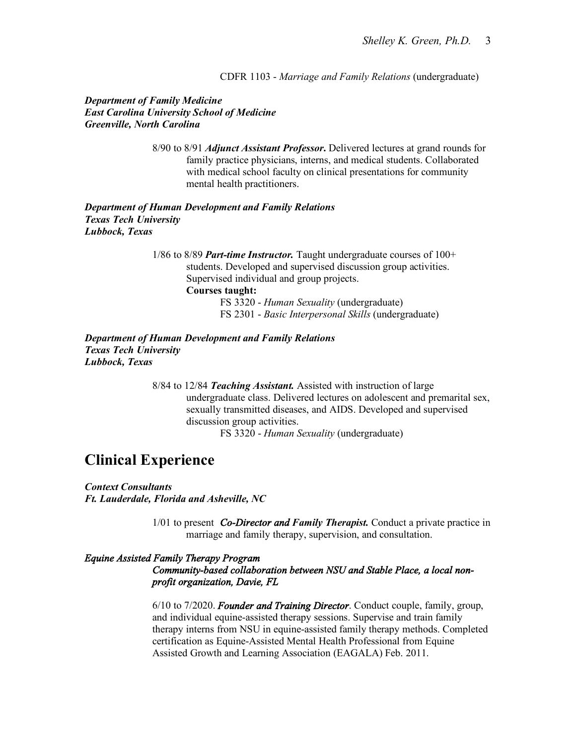CDFR 1103 - *Marriage and Family Relations* (undergraduate)

***Department of Family Medicine***
***East Carolina University School of Medicine***
***Greenville, North Carolina***

8/90 to 8/91 ***Adjunct Assistant Professor***. Delivered lectures at grand rounds for family practice physicians, interns, and medical students. Collaborated with medical school faculty on clinical presentations for community mental health practitioners.

***Department of Human Development and Family Relations***
***Texas Tech University***
***Lubbock, Texas***

1/86 to 8/89 ***Part-time Instructor.*** Taught undergraduate courses of 100+ students. Developed and supervised discussion group activities. Supervised individual and group projects.

**Courses taught:**

FS 3320 - *Human Sexuality* (undergraduate)
FS 2301 - *Basic Interpersonal Skills* (undergraduate)

***Department of Human Development and Family Relations***
***Texas Tech University***
***Lubbock, Texas***

8/84 to 12/84 ***Teaching Assistant.*** Assisted with instruction of large undergraduate class. Delivered lectures on adolescent and premarital sex, sexually transmitted diseases, and AIDS. Developed and supervised discussion group activities.

FS 3320 - *Human Sexuality* (undergraduate)

# Clinical Experience

***Context Consultants***
***Ft. Lauderdale, Florida and Asheville, NC***

1/01 to present ***Co-Director and Family Therapist.*** Conduct a private practice in marriage and family therapy, supervision, and consultation.

***Equine Assisted Family Therapy Program***
***Community-based collaboration between NSU and Stable Place, a local non-profit organization, Davie, FL***

6/10 to 7/2020. ***Founder and Training Director***. Conduct couple, family, group, and individual equine-assisted therapy sessions. Supervise and train family therapy interns from NSU in equine-assisted family therapy methods. Completed certification as Equine-Assisted Mental Health Professional from Equine Assisted Growth and Learning Association (EAGALA) Feb. 2011.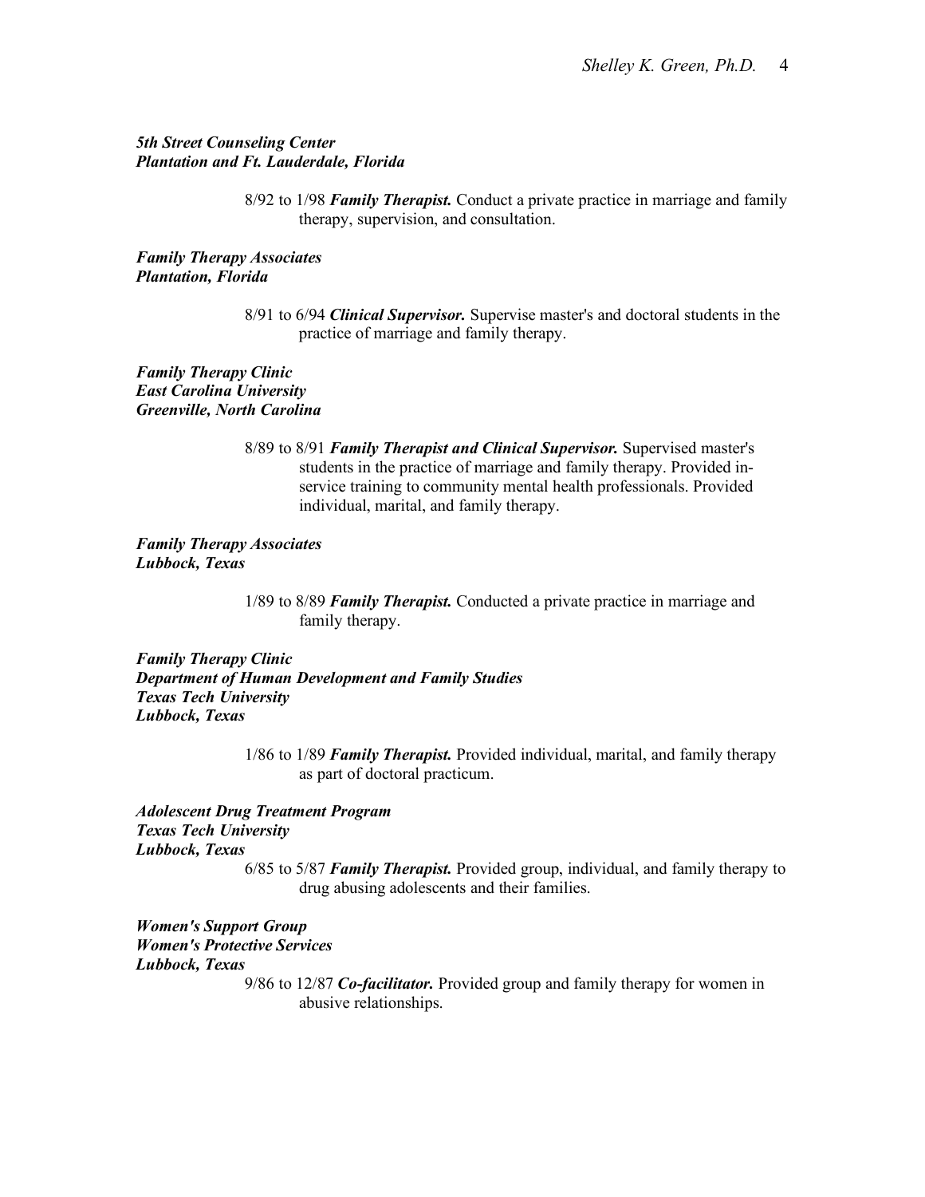***5th Street Counseling Center***
***Plantation and Ft. Lauderdale, Florida***

8/92 to 1/98 ***Family Therapist.*** Conduct a private practice in marriage and family therapy, supervision, and consultation.

***Family Therapy Associates***
***Plantation, Florida***

8/91 to 6/94 ***Clinical Supervisor.*** Supervise master's and doctoral students in the practice of marriage and family therapy.

***Family Therapy Clinic***
***East Carolina University***
***Greenville, North Carolina***

8/89 to 8/91 ***Family Therapist and Clinical Supervisor.*** Supervised master's students in the practice of marriage and family therapy. Provided in-service training to community mental health professionals. Provided individual, marital, and family therapy.

***Family Therapy Associates***
***Lubbock, Texas***

1/89 to 8/89 ***Family Therapist.*** Conducted a private practice in marriage and family therapy.

***Family Therapy Clinic***
***Department of Human Development and Family Studies***
***Texas Tech University***
***Lubbock, Texas***

1/86 to 1/89 ***Family Therapist.*** Provided individual, marital, and family therapy as part of doctoral practicum.

***Adolescent Drug Treatment Program***
***Texas Tech University***
***Lubbock, Texas***

6/85 to 5/87 ***Family Therapist.*** Provided group, individual, and family therapy to drug abusing adolescents and their families.

***Women's Support Group***
***Women's Protective Services***
***Lubbock, Texas***

9/86 to 12/87 ***Co-facilitator.*** Provided group and family therapy for women in abusive relationships.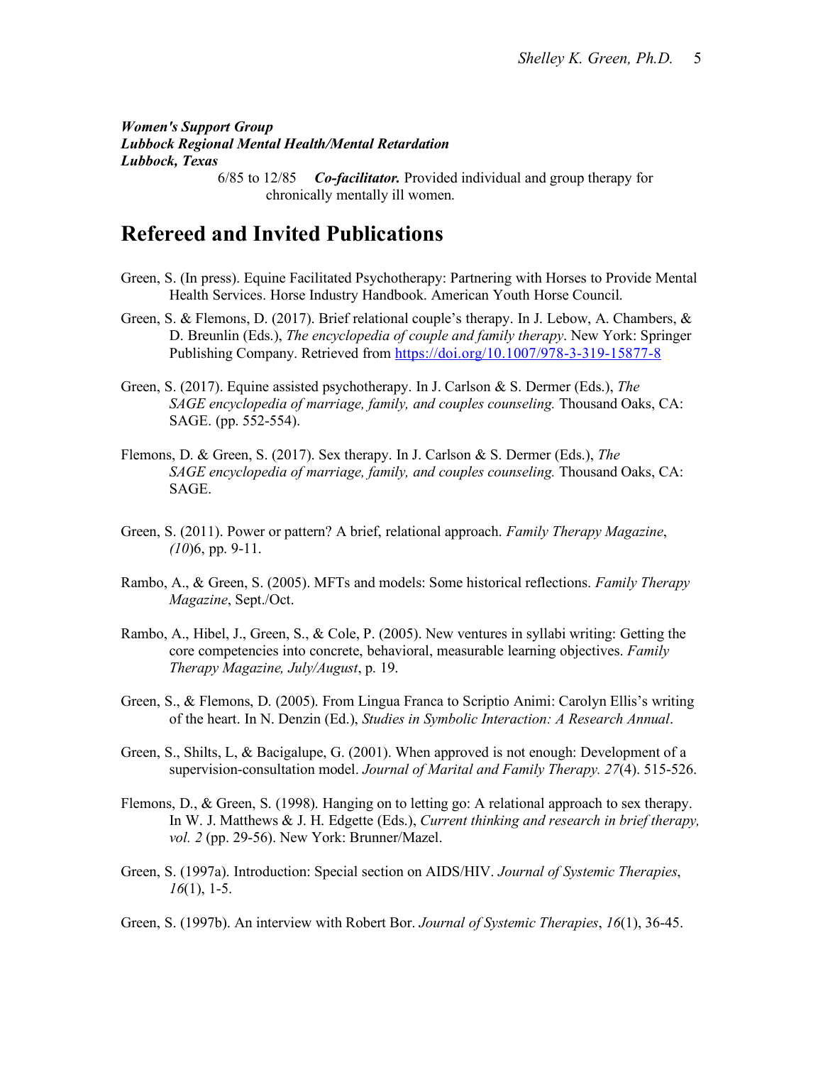***Women's Support Group***
***Lubbock Regional Mental Health/Mental Retardation***
***Lubbock, Texas***

6/85 to 12/85 ***Co-facilitator.*** Provided individual and group therapy for chronically mentally ill women.

# Refereed and Invited Publications

Green, S. (In press). Equine Facilitated Psychotherapy: Partnering with Horses to Provide Mental Health Services. Horse Industry Handbook. American Youth Horse Council.

Green, S. & Flemons, D. (2017). Brief relational couple's therapy. In J. Lebow, A. Chambers, & D. Breunlin (Eds.), *The encyclopedia of couple and family therapy*. New York: Springer Publishing Company. Retrieved from https://doi.org/10.1007/978-3-319-15877-8

Green, S. (2017). Equine assisted psychotherapy. In J. Carlson & S. Dermer (Eds.), *The SAGE encyclopedia of marriage, family, and couples counseling.* Thousand Oaks, CA: SAGE. (pp. 552-554).

Flemons, D. & Green, S. (2017). Sex therapy. In J. Carlson & S. Dermer (Eds.), *The SAGE encyclopedia of marriage, family, and couples counseling.* Thousand Oaks, CA: SAGE.

Green, S. (2011). Power or pattern? A brief, relational approach. *Family Therapy Magazine*, *(10)*6, pp. 9-11.

Rambo, A., & Green, S. (2005). MFTs and models: Some historical reflections. *Family Therapy Magazine*, Sept./Oct.

Rambo, A., Hibel, J., Green, S., & Cole, P. (2005). New ventures in syllabi writing: Getting the core competencies into concrete, behavioral, measurable learning objectives. *Family Therapy Magazine, July/August*, p. 19.

Green, S., & Flemons, D. (2005). From Lingua Franca to Scriptio Animi: Carolyn Ellis's writing of the heart. In N. Denzin (Ed.), *Studies in Symbolic Interaction: A Research Annual*.

Green, S., Shilts, L, & Bacigalupe, G. (2001). When approved is not enough: Development of a supervision-consultation model. *Journal of Marital and Family Therapy. 27*(4). 515-526.

Flemons, D., & Green, S. (1998). Hanging on to letting go: A relational approach to sex therapy. In W. J. Matthews & J. H. Edgette (Eds.), *Current thinking and research in brief therapy, vol. 2* (pp. 29-56). New York: Brunner/Mazel.

Green, S. (1997a). Introduction: Special section on AIDS/HIV. *Journal of Systemic Therapies*, *16*(1), 1-5.

Green, S. (1997b). An interview with Robert Bor. *Journal of Systemic Therapies*, *16*(1), 36-45.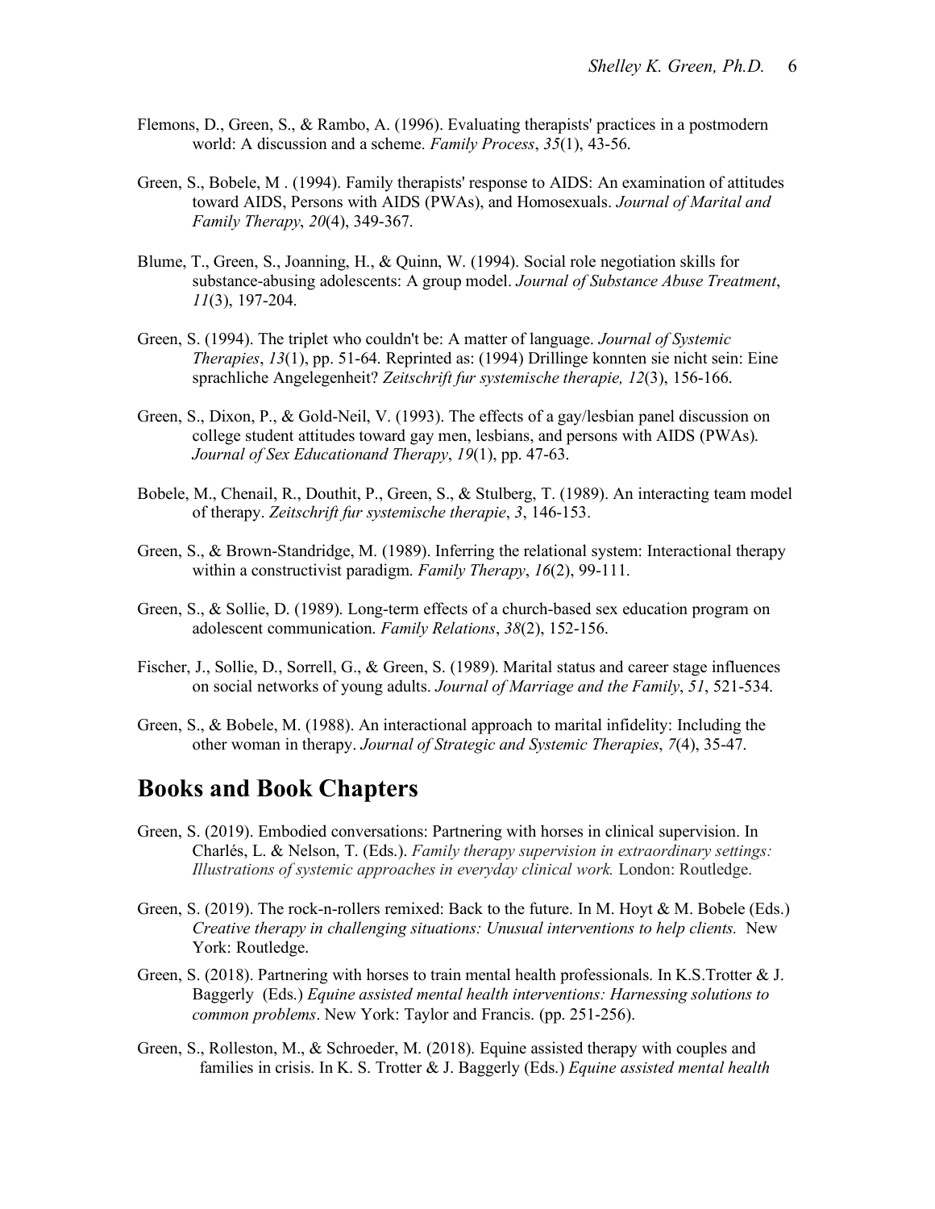Flemons, D., Green, S., & Rambo, A. (1996). Evaluating therapists' practices in a postmodern world: A discussion and a scheme. *Family Process*, *35*(1), 43-56.

Green, S., Bobele, M . (1994). Family therapists' response to AIDS: An examination of attitudes toward AIDS, Persons with AIDS (PWAs), and Homosexuals. *Journal of Marital and Family Therapy*, *20*(4), 349-367.

Blume, T., Green, S., Joanning, H., & Quinn, W. (1994). Social role negotiation skills for substance-abusing adolescents: A group model. *Journal of Substance Abuse Treatment*, *11*(3), 197-204.

Green, S. (1994). The triplet who couldn't be: A matter of language. *Journal of Systemic Therapies*, *13*(1), pp. 51-64. Reprinted as: (1994) Drillinge konnten sie nicht sein: Eine sprachliche Angelegenheit? *Zeitschrift fur systemische therapie, 12*(3), 156-166.

Green, S., Dixon, P., & Gold-Neil, V. (1993). The effects of a gay/lesbian panel discussion on college student attitudes toward gay men, lesbians, and persons with AIDS (PWAs). *Journal of Sex Educationand Therapy*, *19*(1), pp. 47-63.

Bobele, M., Chenail, R., Douthit, P., Green, S., & Stulberg, T. (1989). An interacting team model of therapy. *Zeitschrift fur systemische therapie*, *3*, 146-153.

Green, S., & Brown-Standridge, M. (1989). Inferring the relational system: Interactional therapy within a constructivist paradigm. *Family Therapy*, *16*(2), 99-111.

Green, S., & Sollie, D. (1989). Long-term effects of a church-based sex education program on adolescent communication. *Family Relations*, *38*(2), 152-156.

Fischer, J., Sollie, D., Sorrell, G., & Green, S. (1989). Marital status and career stage influences on social networks of young adults. *Journal of Marriage and the Family*, *51*, 521-534.

Green, S., & Bobele, M. (1988). An interactional approach to marital infidelity: Including the other woman in therapy. *Journal of Strategic and Systemic Therapies*, *7*(4), 35-47.

## Books and Book Chapters

Green, S. (2019). Embodied conversations: Partnering with horses in clinical supervision. In Charlés, L. & Nelson, T. (Eds.). *Family therapy supervision in extraordinary settings: Illustrations of systemic approaches in everyday clinical work.* London: Routledge.

Green, S. (2019). The rock-n-rollers remixed: Back to the future. In M. Hoyt & M. Bobele (Eds.) *Creative therapy in challenging situations: Unusual interventions to help clients.* New York: Routledge.

Green, S. (2018). Partnering with horses to train mental health professionals. In K.S.Trotter & J. Baggerly (Eds.) *Equine assisted mental health interventions: Harnessing solutions to common problems*. New York: Taylor and Francis. (pp. 251-256).

Green, S., Rolleston, M., & Schroeder, M. (2018). Equine assisted therapy with couples and families in crisis. In K. S. Trotter & J. Baggerly (Eds.) *Equine assisted mental health*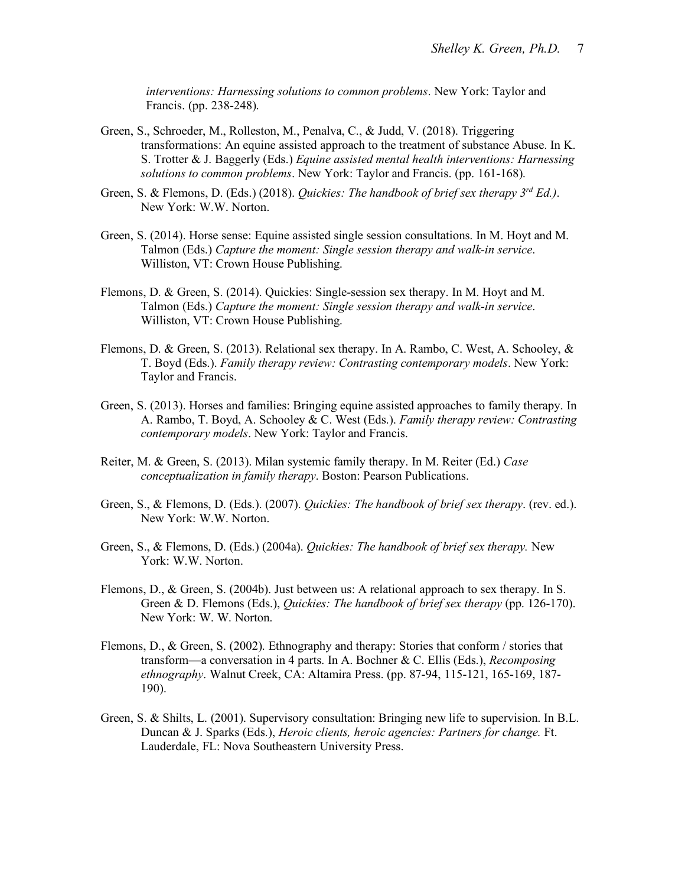*interventions: Harnessing solutions to common problems*. New York: Taylor and Francis. (pp. 238-248).

Green, S., Schroeder, M., Rolleston, M., Penalva, C., & Judd, V. (2018). Triggering transformations: An equine assisted approach to the treatment of substance Abuse. In K. S. Trotter & J. Baggerly (Eds.) *Equine assisted mental health interventions: Harnessing solutions to common problems*. New York: Taylor and Francis. (pp. 161-168).

Green, S. & Flemons, D. (Eds.) (2018). *Quickies: The handbook of brief sex therapy 3rd Ed.)*. New York: W.W. Norton.

Green, S. (2014). Horse sense: Equine assisted single session consultations. In M. Hoyt and M. Talmon (Eds.) *Capture the moment: Single session therapy and walk-in service*. Williston, VT: Crown House Publishing.

Flemons, D. & Green, S. (2014). Quickies: Single-session sex therapy. In M. Hoyt and M. Talmon (Eds.) *Capture the moment: Single session therapy and walk-in service*. Williston, VT: Crown House Publishing.

Flemons, D. & Green, S. (2013). Relational sex therapy. In A. Rambo, C. West, A. Schooley, & T. Boyd (Eds.). *Family therapy review: Contrasting contemporary models*. New York: Taylor and Francis.

Green, S. (2013). Horses and families: Bringing equine assisted approaches to family therapy. In A. Rambo, T. Boyd, A. Schooley & C. West (Eds.). *Family therapy review: Contrasting contemporary models*. New York: Taylor and Francis.

Reiter, M. & Green, S. (2013). Milan systemic family therapy. In M. Reiter (Ed.) *Case conceptualization in family therapy*. Boston: Pearson Publications.

Green, S., & Flemons, D. (Eds.). (2007). *Quickies: The handbook of brief sex therapy*. (rev. ed.). New York: W.W. Norton.

Green, S., & Flemons, D. (Eds.) (2004a). *Quickies: The handbook of brief sex therapy.* New York: W.W. Norton.

Flemons, D., & Green, S. (2004b). Just between us: A relational approach to sex therapy. In S. Green & D. Flemons (Eds.), *Quickies: The handbook of brief sex therapy* (pp. 126-170). New York: W. W. Norton.

Flemons, D., & Green, S. (2002). Ethnography and therapy: Stories that conform / stories that transform—a conversation in 4 parts. In A. Bochner & C. Ellis (Eds.), *Recomposing ethnography*. Walnut Creek, CA: Altamira Press. (pp. 87-94, 115-121, 165-169, 187-190).

Green, S. & Shilts, L. (2001). Supervisory consultation: Bringing new life to supervision. In B.L. Duncan & J. Sparks (Eds.), *Heroic clients, heroic agencies: Partners for change.* Ft. Lauderdale, FL: Nova Southeastern University Press.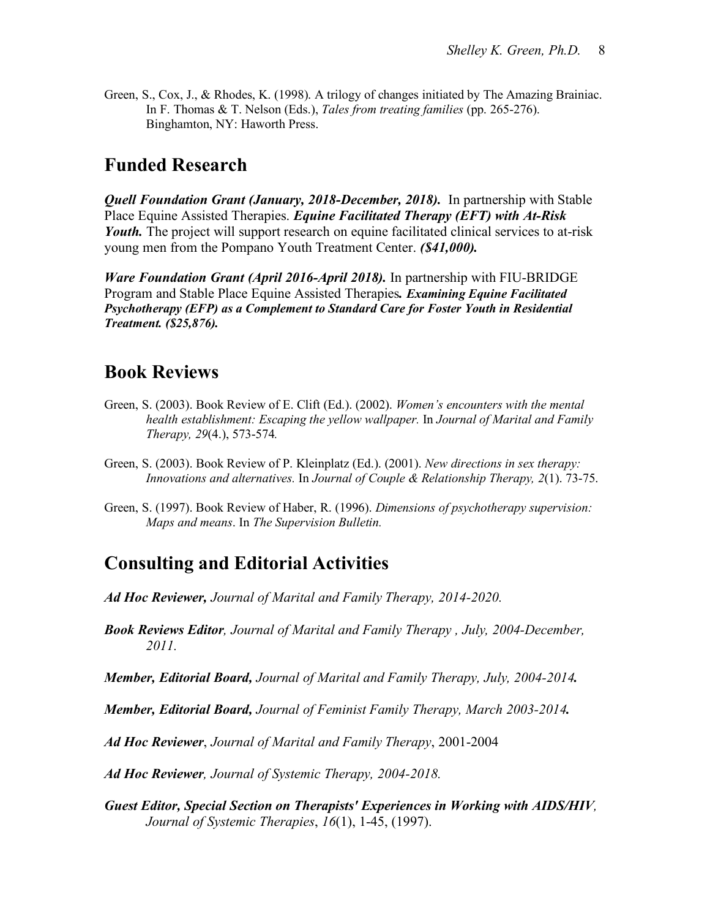Green, S., Cox, J., & Rhodes, K. (1998). A trilogy of changes initiated by The Amazing Brainiac. In F. Thomas & T. Nelson (Eds.), *Tales from treating families* (pp. 265-276). Binghamton, NY: Haworth Press.

## Funded Research

***Quell Foundation Grant (January, 2018-December, 2018).*** In partnership with Stable Place Equine Assisted Therapies. ***Equine Facilitated Therapy (EFT) with At-Risk Youth.*** The project will support research on equine facilitated clinical services to at-risk young men from the Pompano Youth Treatment Center. ***($41,000).***

***Ware Foundation Grant (April 2016-April 2018).*** In partnership with FIU-BRIDGE Program and Stable Place Equine Assisted Therapies***. Examining Equine Facilitated Psychotherapy (EFP) as a Complement to Standard Care for Foster Youth in Residential Treatment. ($25,876).***

## Book Reviews

Green, S. (2003). Book Review of E. Clift (Ed.). (2002). *Women's encounters with the mental health establishment: Escaping the yellow wallpaper.* In *Journal of Marital and Family Therapy, 29*(4.), 573-574*.*

Green, S. (2003). Book Review of P. Kleinplatz (Ed.). (2001). *New directions in sex therapy: Innovations and alternatives.* In *Journal of Couple & Relationship Therapy, 2*(1). 73-75.

Green, S. (1997). Book Review of Haber, R. (1996). *Dimensions of psychotherapy supervision: Maps and means*. In *The Supervision Bulletin.*

## Consulting and Editorial Activities

***Ad Hoc Reviewer,*** *Journal of Marital and Family Therapy, 2014-2020.*

***Book Reviews Editor****, Journal of Marital and Family Therapy , July, 2004-December, 2011.*

***Member, Editorial Board,*** *Journal of Marital and Family Therapy, July, 2004-2014****.***

***Member, Editorial Board,*** *Journal of Feminist Family Therapy, March 2003-2014****.***

***Ad Hoc Reviewer***, *Journal of Marital and Family Therapy*, 2001-2004

***Ad Hoc Reviewer****, Journal of Systemic Therapy, 2004-2018.*

***Guest Editor, Special Section on Therapists' Experiences in Working with AIDS/HIV****, Journal of Systemic Therapies*, *16*(1), 1-45, (1997).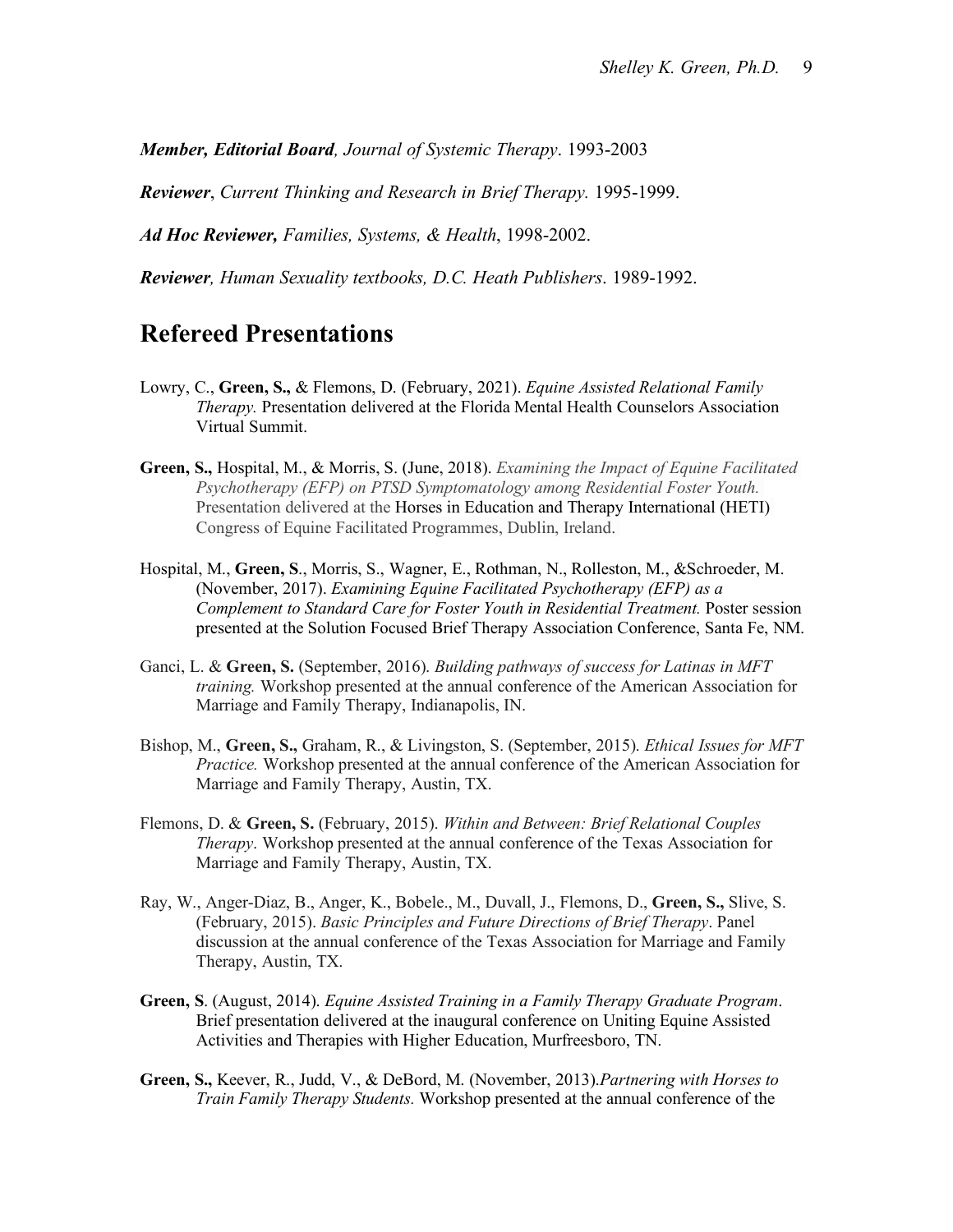***Member, Editorial Board**, Journal of Systemic Therapy*. 1993-2003

***Reviewer***, *Current Thinking and Research in Brief Therapy.* 1995-1999.

***Ad Hoc Reviewer,** Families, Systems, & Health*, 1998-2002.

***Reviewer**, Human Sexuality textbooks, D.C. Heath Publishers*. 1989-1992.

## Refereed Presentations

Lowry, C., **Green, S.,** & Flemons, D. (February, 2021). *Equine Assisted Relational Family Therapy.* Presentation delivered at the Florida Mental Health Counselors Association Virtual Summit.

**Green, S.,** Hospital, M., & Morris, S. (June, 2018). *Examining the Impact of Equine Facilitated Psychotherapy (EFP) on PTSD Symptomatology among Residential Foster Youth.* Presentation delivered at the Horses in Education and Therapy International (HETI) Congress of Equine Facilitated Programmes, Dublin, Ireland.

Hospital, M., **Green, S**., Morris, S., Wagner, E., Rothman, N., Rolleston, M., &Schroeder, M. (November, 2017). *Examining Equine Facilitated Psychotherapy (EFP) as a Complement to Standard Care for Foster Youth in Residential Treatment.* Poster session presented at the Solution Focused Brief Therapy Association Conference, Santa Fe, NM.

Ganci, L. & **Green, S.** (September, 2016). *Building pathways of success for Latinas in MFT training.* Workshop presented at the annual conference of the American Association for Marriage and Family Therapy, Indianapolis, IN.

Bishop, M., **Green, S.,** Graham, R., & Livingston, S. (September, 2015). *Ethical Issues for MFT Practice.* Workshop presented at the annual conference of the American Association for Marriage and Family Therapy, Austin, TX.

Flemons, D. & **Green, S.** (February, 2015). *Within and Between: Brief Relational Couples Therapy*. Workshop presented at the annual conference of the Texas Association for Marriage and Family Therapy, Austin, TX.

Ray, W., Anger-Diaz, B., Anger, K., Bobele., M., Duvall, J., Flemons, D., **Green, S.,** Slive, S. (February, 2015). *Basic Principles and Future Directions of Brief Therapy*. Panel discussion at the annual conference of the Texas Association for Marriage and Family Therapy, Austin, TX.

**Green, S**. (August, 2014). *Equine Assisted Training in a Family Therapy Graduate Program*. Brief presentation delivered at the inaugural conference on Uniting Equine Assisted Activities and Therapies with Higher Education, Murfreesboro, TN.

**Green, S.,** Keever, R., Judd, V., & DeBord, M. (November, 2013).*Partnering with Horses to Train Family Therapy Students.* Workshop presented at the annual conference of the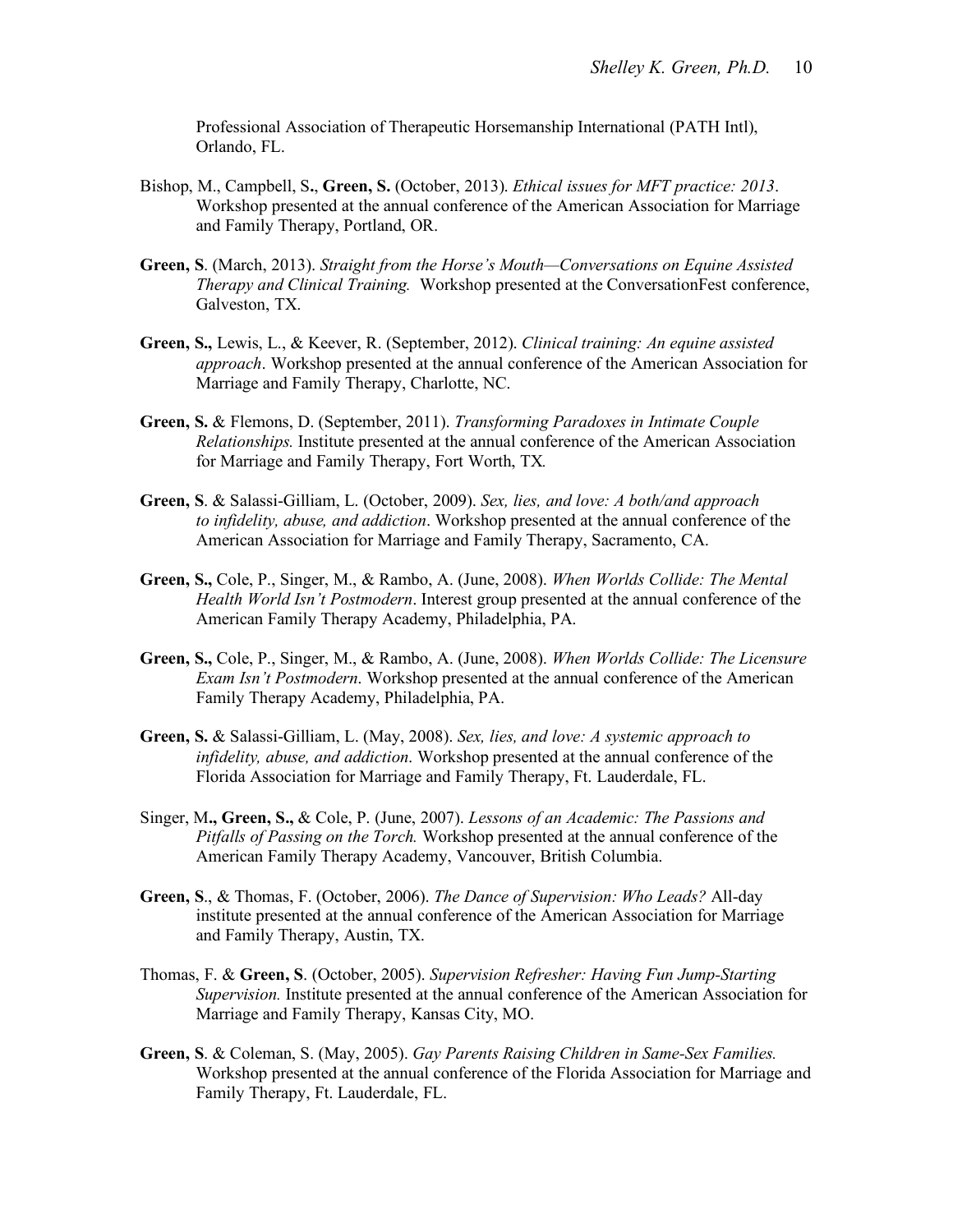Professional Association of Therapeutic Horsemanship International (PATH Intl), Orlando, FL.

Bishop, M., Campbell, S., **Green, S.** (October, 2013). *Ethical issues for MFT practice: 2013*. Workshop presented at the annual conference of the American Association for Marriage and Family Therapy, Portland, OR.

**Green, S**. (March, 2013). *Straight from the Horse's Mouth—Conversations on Equine Assisted Therapy and Clinical Training.* Workshop presented at the ConversationFest conference, Galveston, TX.

**Green, S.,** Lewis, L., & Keever, R. (September, 2012). *Clinical training: An equine assisted approach*. Workshop presented at the annual conference of the American Association for Marriage and Family Therapy, Charlotte, NC.

**Green, S.** & Flemons, D. (September, 2011). *Transforming Paradoxes in Intimate Couple Relationships.* Institute presented at the annual conference of the American Association for Marriage and Family Therapy, Fort Worth, TX.

**Green, S**. & Salassi-Gilliam, L. (October, 2009). *Sex, lies, and love: A both/and approach to infidelity, abuse, and addiction*. Workshop presented at the annual conference of the American Association for Marriage and Family Therapy, Sacramento, CA.

**Green, S.,** Cole, P., Singer, M., & Rambo, A. (June, 2008). *When Worlds Collide: The Mental Health World Isn't Postmodern*. Interest group presented at the annual conference of the American Family Therapy Academy, Philadelphia, PA.

**Green, S.,** Cole, P., Singer, M., & Rambo, A. (June, 2008). *When Worlds Collide: The Licensure Exam Isn't Postmodern*. Workshop presented at the annual conference of the American Family Therapy Academy, Philadelphia, PA.

**Green, S.** & Salassi-Gilliam, L. (May, 2008). *Sex, lies, and love: A systemic approach to infidelity, abuse, and addiction*. Workshop presented at the annual conference of the Florida Association for Marriage and Family Therapy, Ft. Lauderdale, FL.

Singer, M**., Green, S.,** & Cole, P. (June, 2007). *Lessons of an Academic: The Passions and Pitfalls of Passing on the Torch.* Workshop presented at the annual conference of the American Family Therapy Academy, Vancouver, British Columbia.

**Green, S**., & Thomas, F. (October, 2006). *The Dance of Supervision: Who Leads?* All-day institute presented at the annual conference of the American Association for Marriage and Family Therapy, Austin, TX.

Thomas, F. & **Green, S**. (October, 2005). *Supervision Refresher: Having Fun Jump-Starting Supervision.* Institute presented at the annual conference of the American Association for Marriage and Family Therapy, Kansas City, MO.

**Green, S**. & Coleman, S. (May, 2005). *Gay Parents Raising Children in Same-Sex Families.* Workshop presented at the annual conference of the Florida Association for Marriage and Family Therapy, Ft. Lauderdale, FL.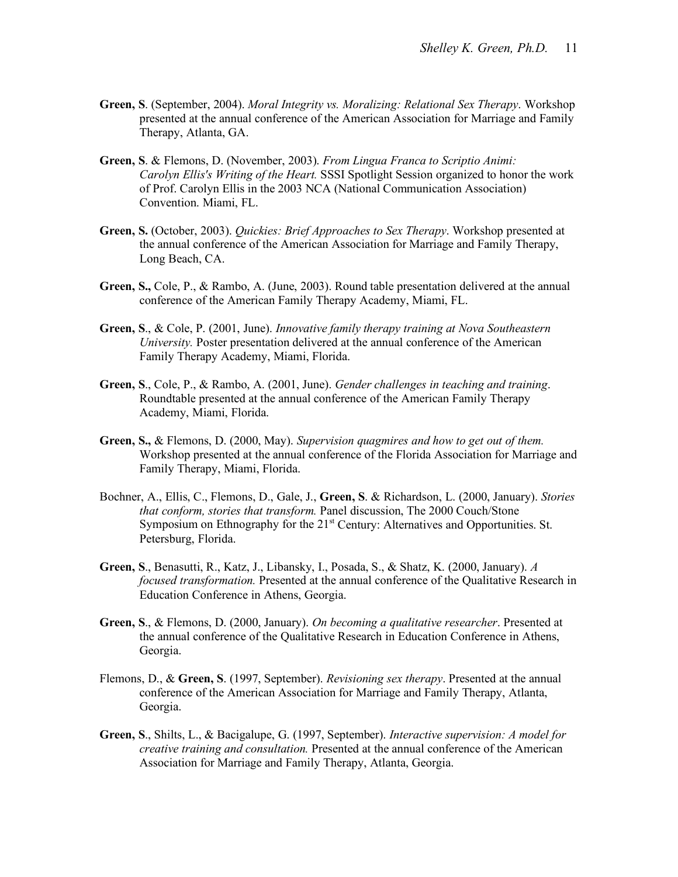**Green, S**. (September, 2004). *Moral Integrity vs. Moralizing: Relational Sex Therapy*. Workshop presented at the annual conference of the American Association for Marriage and Family Therapy, Atlanta, GA.

**Green, S**. & Flemons, D. (November, 2003). *From Lingua Franca to Scriptio Animi: Carolyn Ellis's Writing of the Heart.* SSSI Spotlight Session organized to honor the work of Prof. Carolyn Ellis in the 2003 NCA (National Communication Association) Convention. Miami, FL.

**Green, S.** (October, 2003). *Quickies: Brief Approaches to Sex Therapy*. Workshop presented at the annual conference of the American Association for Marriage and Family Therapy, Long Beach, CA.

**Green, S.,** Cole, P., & Rambo, A. (June, 2003). Round table presentation delivered at the annual conference of the American Family Therapy Academy, Miami, FL.

**Green, S**., & Cole, P. (2001, June). *Innovative family therapy training at Nova Southeastern University.* Poster presentation delivered at the annual conference of the American Family Therapy Academy, Miami, Florida.

**Green, S**., Cole, P., & Rambo, A. (2001, June). *Gender challenges in teaching and training*. Roundtable presented at the annual conference of the American Family Therapy Academy, Miami, Florida.

**Green, S.,** & Flemons, D. (2000, May). *Supervision quagmires and how to get out of them.* Workshop presented at the annual conference of the Florida Association for Marriage and Family Therapy, Miami, Florida.

Bochner, A., Ellis, C., Flemons, D., Gale, J., **Green, S**. & Richardson, L. (2000, January). *Stories that conform, stories that transform.* Panel discussion, The 2000 Couch/Stone Symposium on Ethnography for the 21st Century: Alternatives and Opportunities. St. Petersburg, Florida.

**Green, S**., Benasutti, R., Katz, J., Libansky, I., Posada, S., & Shatz, K. (2000, January). *A focused transformation.* Presented at the annual conference of the Qualitative Research in Education Conference in Athens, Georgia.

**Green, S**., & Flemons, D. (2000, January). *On becoming a qualitative researcher*. Presented at the annual conference of the Qualitative Research in Education Conference in Athens, Georgia.

Flemons, D., & **Green, S**. (1997, September). *Revisioning sex therapy*. Presented at the annual conference of the American Association for Marriage and Family Therapy, Atlanta, Georgia.

**Green, S**., Shilts, L., & Bacigalupe, G. (1997, September). *Interactive supervision: A model for creative training and consultation.* Presented at the annual conference of the American Association for Marriage and Family Therapy, Atlanta, Georgia.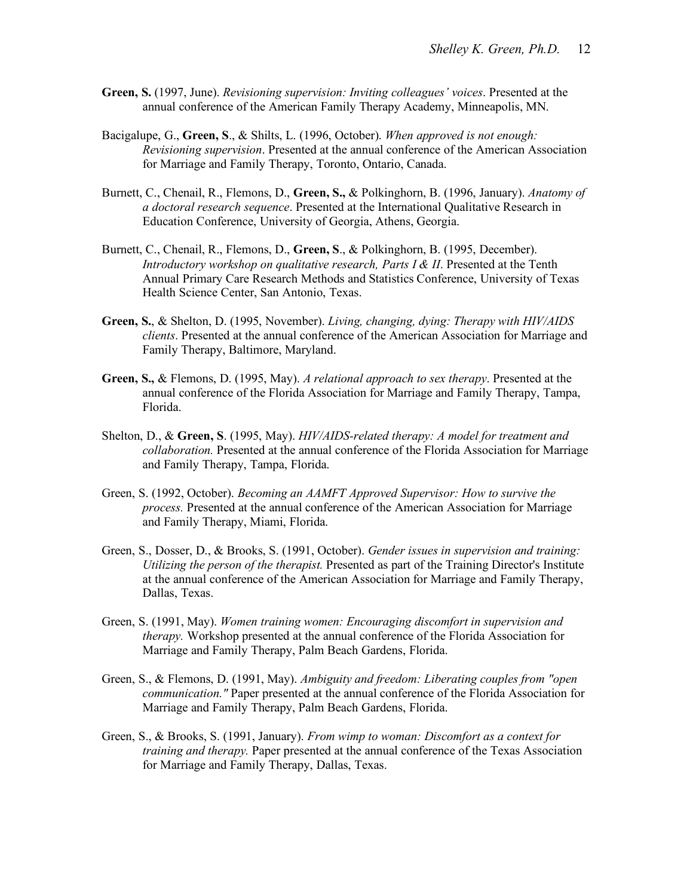**Green, S.** (1997, June). *Revisioning supervision: Inviting colleagues' voices*. Presented at the annual conference of the American Family Therapy Academy, Minneapolis, MN.

Bacigalupe, G., **Green, S**., & Shilts, L. (1996, October). *When approved is not enough: Revisioning supervision*. Presented at the annual conference of the American Association for Marriage and Family Therapy, Toronto, Ontario, Canada.

Burnett, C., Chenail, R., Flemons, D., **Green, S.,** & Polkinghorn, B. (1996, January). *Anatomy of a doctoral research sequence*. Presented at the International Qualitative Research in Education Conference, University of Georgia, Athens, Georgia.

Burnett, C., Chenail, R., Flemons, D., **Green, S**., & Polkinghorn, B. (1995, December). *Introductory workshop on qualitative research, Parts I & II*. Presented at the Tenth Annual Primary Care Research Methods and Statistics Conference, University of Texas Health Science Center, San Antonio, Texas.

**Green, S.**, & Shelton, D. (1995, November). *Living, changing, dying: Therapy with HIV/AIDS clients*. Presented at the annual conference of the American Association for Marriage and Family Therapy, Baltimore, Maryland.

**Green, S.,** & Flemons, D. (1995, May). *A relational approach to sex therapy*. Presented at the annual conference of the Florida Association for Marriage and Family Therapy, Tampa, Florida.

Shelton, D., & **Green, S**. (1995, May). *HIV/AIDS-related therapy: A model for treatment and collaboration.* Presented at the annual conference of the Florida Association for Marriage and Family Therapy, Tampa, Florida.

Green, S. (1992, October). *Becoming an AAMFT Approved Supervisor: How to survive the process.* Presented at the annual conference of the American Association for Marriage and Family Therapy, Miami, Florida.

Green, S., Dosser, D., & Brooks, S. (1991, October). *Gender issues in supervision and training: Utilizing the person of the therapist.* Presented as part of the Training Director's Institute at the annual conference of the American Association for Marriage and Family Therapy, Dallas, Texas.

Green, S. (1991, May). *Women training women: Encouraging discomfort in supervision and therapy.* Workshop presented at the annual conference of the Florida Association for Marriage and Family Therapy, Palm Beach Gardens, Florida.

Green, S., & Flemons, D. (1991, May). *Ambiguity and freedom: Liberating couples from "open communication."* Paper presented at the annual conference of the Florida Association for Marriage and Family Therapy, Palm Beach Gardens, Florida.

Green, S., & Brooks, S. (1991, January). *From wimp to woman: Discomfort as a context for training and therapy.* Paper presented at the annual conference of the Texas Association for Marriage and Family Therapy, Dallas, Texas.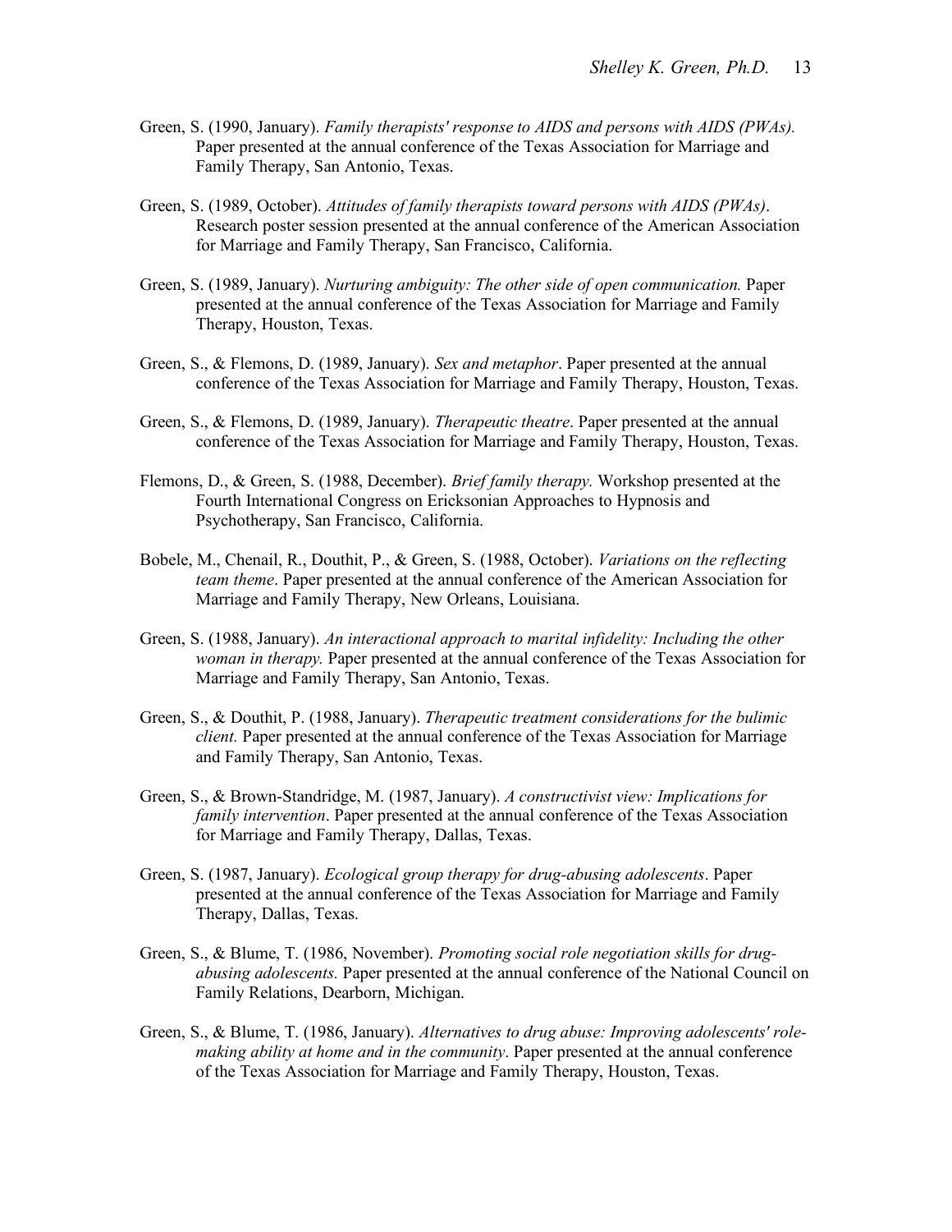Green, S. (1990, January). *Family therapists' response to AIDS and persons with AIDS (PWAs).* Paper presented at the annual conference of the Texas Association for Marriage and Family Therapy, San Antonio, Texas.

Green, S. (1989, October). *Attitudes of family therapists toward persons with AIDS (PWAs)*. Research poster session presented at the annual conference of the American Association for Marriage and Family Therapy, San Francisco, California.

Green, S. (1989, January). *Nurturing ambiguity: The other side of open communication.* Paper presented at the annual conference of the Texas Association for Marriage and Family Therapy, Houston, Texas.

Green, S., & Flemons, D. (1989, January). *Sex and metaphor*. Paper presented at the annual conference of the Texas Association for Marriage and Family Therapy, Houston, Texas.

Green, S., & Flemons, D. (1989, January). *Therapeutic theatre*. Paper presented at the annual conference of the Texas Association for Marriage and Family Therapy, Houston, Texas.

Flemons, D., & Green, S. (1988, December). *Brief family therapy.* Workshop presented at the Fourth International Congress on Ericksonian Approaches to Hypnosis and Psychotherapy, San Francisco, California.

Bobele, M., Chenail, R., Douthit, P., & Green, S. (1988, October). *Variations on the reflecting team theme*. Paper presented at the annual conference of the American Association for Marriage and Family Therapy, New Orleans, Louisiana.

Green, S. (1988, January). *An interactional approach to marital infidelity: Including the other woman in therapy.* Paper presented at the annual conference of the Texas Association for Marriage and Family Therapy, San Antonio, Texas.

Green, S., & Douthit, P. (1988, January). *Therapeutic treatment considerations for the bulimic client.* Paper presented at the annual conference of the Texas Association for Marriage and Family Therapy, San Antonio, Texas.

Green, S., & Brown-Standridge, M. (1987, January). *A constructivist view: Implications for family intervention*. Paper presented at the annual conference of the Texas Association for Marriage and Family Therapy, Dallas, Texas.

Green, S. (1987, January). *Ecological group therapy for drug-abusing adolescents*. Paper presented at the annual conference of the Texas Association for Marriage and Family Therapy, Dallas, Texas.

Green, S., & Blume, T. (1986, November). *Promoting social role negotiation skills for drug-abusing adolescents.* Paper presented at the annual conference of the National Council on Family Relations, Dearborn, Michigan.

Green, S., & Blume, T. (1986, January). *Alternatives to drug abuse: Improving adolescents' role-making ability at home and in the community*. Paper presented at the annual conference of the Texas Association for Marriage and Family Therapy, Houston, Texas.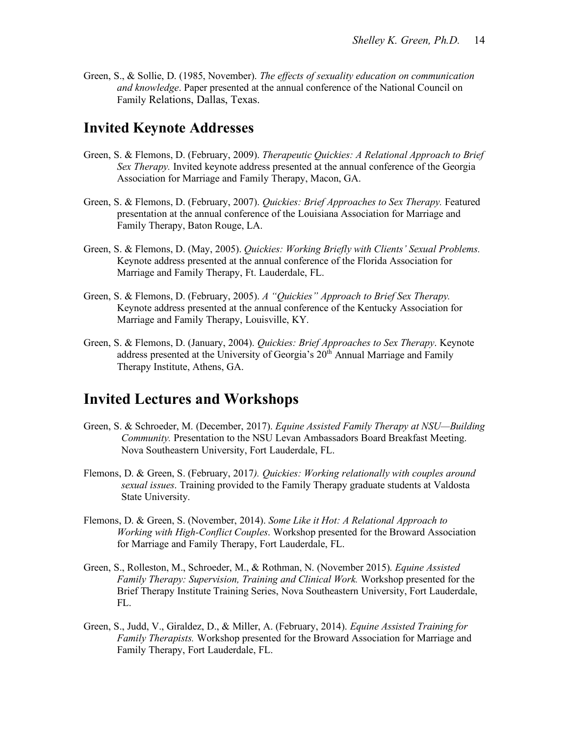Green, S., & Sollie, D. (1985, November). *The effects of sexuality education on communication and knowledge*. Paper presented at the annual conference of the National Council on Family Relations, Dallas, Texas.

## Invited Keynote Addresses

Green, S. & Flemons, D. (February, 2009). *Therapeutic Quickies: A Relational Approach to Brief Sex Therapy.* Invited keynote address presented at the annual conference of the Georgia Association for Marriage and Family Therapy, Macon, GA.

Green, S. & Flemons, D. (February, 2007). *Quickies: Brief Approaches to Sex Therapy.* Featured presentation at the annual conference of the Louisiana Association for Marriage and Family Therapy, Baton Rouge, LA.

Green, S. & Flemons, D. (May, 2005). *Quickies: Working Briefly with Clients' Sexual Problems.* Keynote address presented at the annual conference of the Florida Association for Marriage and Family Therapy, Ft. Lauderdale, FL.

Green, S. & Flemons, D. (February, 2005). *A "Quickies" Approach to Brief Sex Therapy.* Keynote address presented at the annual conference of the Kentucky Association for Marriage and Family Therapy, Louisville, KY.

Green, S. & Flemons, D. (January, 2004). *Quickies: Brief Approaches to Sex Therapy*. Keynote address presented at the University of Georgia's 20th Annual Marriage and Family Therapy Institute, Athens, GA.

## Invited Lectures and Workshops

Green, S. & Schroeder, M. (December, 2017). *Equine Assisted Family Therapy at NSU—Building Community.* Presentation to the NSU Levan Ambassadors Board Breakfast Meeting. Nova Southeastern University, Fort Lauderdale, FL.

Flemons, D. & Green, S. (February, 2017). *Quickies: Working relationally with couples around sexual issues.* Training provided to the Family Therapy graduate students at Valdosta State University.

Flemons, D. & Green, S. (November, 2014). *Some Like it Hot: A Relational Approach to Working with High-Conflict Couples.* Workshop presented for the Broward Association for Marriage and Family Therapy, Fort Lauderdale, FL.

Green, S., Rolleston, M., Schroeder, M., & Rothman, N. (November 2015). *Equine Assisted Family Therapy: Supervision, Training and Clinical Work.* Workshop presented for the Brief Therapy Institute Training Series, Nova Southeastern University, Fort Lauderdale, FL.

Green, S., Judd, V., Giraldez, D., & Miller, A. (February, 2014). *Equine Assisted Training for Family Therapists.* Workshop presented for the Broward Association for Marriage and Family Therapy, Fort Lauderdale, FL.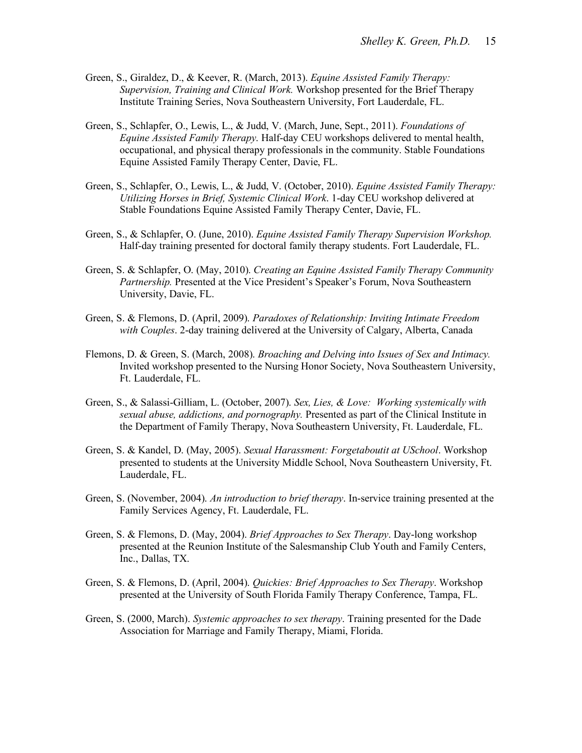Green, S., Giraldez, D., & Keever, R. (March, 2013). *Equine Assisted Family Therapy: Supervision, Training and Clinical Work.* Workshop presented for the Brief Therapy Institute Training Series, Nova Southeastern University, Fort Lauderdale, FL.

Green, S., Schlapfer, O., Lewis, L., & Judd, V. (March, June, Sept., 2011). *Foundations of Equine Assisted Family Therapy*. Half-day CEU workshops delivered to mental health, occupational, and physical therapy professionals in the community. Stable Foundations Equine Assisted Family Therapy Center, Davie, FL.

Green, S., Schlapfer, O., Lewis, L., & Judd, V. (October, 2010). *Equine Assisted Family Therapy: Utilizing Horses in Brief, Systemic Clinical Work*. 1-day CEU workshop delivered at Stable Foundations Equine Assisted Family Therapy Center, Davie, FL.

Green, S., & Schlapfer, O. (June, 2010). *Equine Assisted Family Therapy Supervision Workshop.* Half-day training presented for doctoral family therapy students. Fort Lauderdale, FL.

Green, S. & Schlapfer, O. (May, 2010). *Creating an Equine Assisted Family Therapy Community Partnership.* Presented at the Vice President's Speaker's Forum, Nova Southeastern University, Davie, FL.

Green, S. & Flemons, D. (April, 2009). *Paradoxes of Relationship: Inviting Intimate Freedom with Couples*. 2-day training delivered at the University of Calgary, Alberta, Canada

Flemons, D. & Green, S. (March, 2008). *Broaching and Delving into Issues of Sex and Intimacy.* Invited workshop presented to the Nursing Honor Society, Nova Southeastern University, Ft. Lauderdale, FL.

Green, S., & Salassi-Gilliam, L. (October, 2007). *Sex, Lies, & Love: Working systemically with sexual abuse, addictions, and pornography.* Presented as part of the Clinical Institute in the Department of Family Therapy, Nova Southeastern University, Ft. Lauderdale, FL.

Green, S. & Kandel, D. (May, 2005). *Sexual Harassment: Forgetaboutit at USchool*. Workshop presented to students at the University Middle School, Nova Southeastern University, Ft. Lauderdale, FL.

Green, S. (November, 2004). *An introduction to brief therapy*. In-service training presented at the Family Services Agency, Ft. Lauderdale, FL.

Green, S. & Flemons, D. (May, 2004). *Brief Approaches to Sex Therapy*. Day-long workshop presented at the Reunion Institute of the Salesmanship Club Youth and Family Centers, Inc., Dallas, TX.

Green, S. & Flemons, D. (April, 2004). *Quickies: Brief Approaches to Sex Therapy*. Workshop presented at the University of South Florida Family Therapy Conference, Tampa, FL.

Green, S. (2000, March). *Systemic approaches to sex therapy*. Training presented for the Dade Association for Marriage and Family Therapy, Miami, Florida.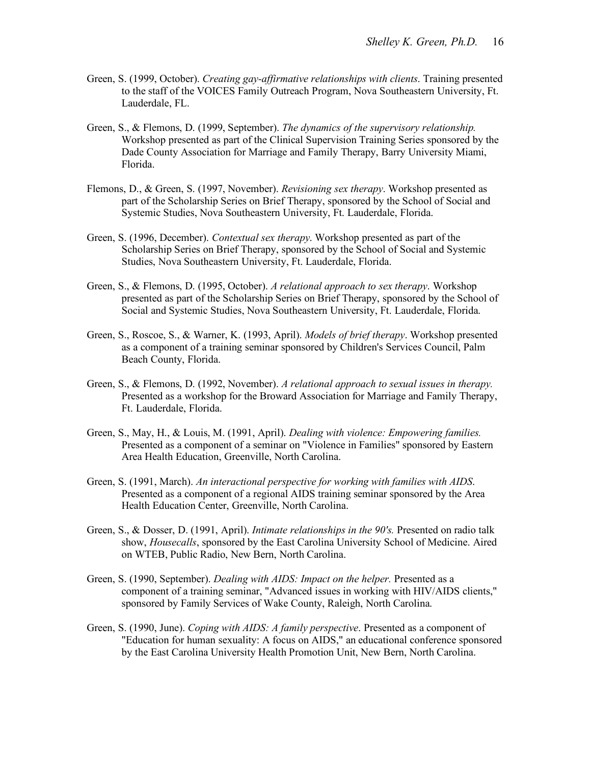Green, S. (1999, October). *Creating gay-affirmative relationships with clients*. Training presented to the staff of the VOICES Family Outreach Program, Nova Southeastern University, Ft. Lauderdale, FL.

Green, S., & Flemons, D. (1999, September). *The dynamics of the supervisory relationship.* Workshop presented as part of the Clinical Supervision Training Series sponsored by the Dade County Association for Marriage and Family Therapy, Barry University Miami, Florida.

Flemons, D., & Green, S. (1997, November). *Revisioning sex therapy*. Workshop presented as part of the Scholarship Series on Brief Therapy, sponsored by the School of Social and Systemic Studies, Nova Southeastern University, Ft. Lauderdale, Florida.

Green, S. (1996, December). *Contextual sex therapy*. Workshop presented as part of the Scholarship Series on Brief Therapy, sponsored by the School of Social and Systemic Studies, Nova Southeastern University, Ft. Lauderdale, Florida.

Green, S., & Flemons, D. (1995, October). *A relational approach to sex therapy*. Workshop presented as part of the Scholarship Series on Brief Therapy, sponsored by the School of Social and Systemic Studies, Nova Southeastern University, Ft. Lauderdale, Florida.

Green, S., Roscoe, S., & Warner, K. (1993, April). *Models of brief therapy*. Workshop presented as a component of a training seminar sponsored by Children's Services Council, Palm Beach County, Florida.

Green, S., & Flemons, D. (1992, November). *A relational approach to sexual issues in therapy.* Presented as a workshop for the Broward Association for Marriage and Family Therapy, Ft. Lauderdale, Florida.

Green, S., May, H., & Louis, M. (1991, April). *Dealing with violence: Empowering families.* Presented as a component of a seminar on "Violence in Families" sponsored by Eastern Area Health Education, Greenville, North Carolina.

Green, S. (1991, March). *An interactional perspective for working with families with AIDS.* Presented as a component of a regional AIDS training seminar sponsored by the Area Health Education Center, Greenville, North Carolina.

Green, S., & Dosser, D. (1991, April). *Intimate relationships in the 90's.* Presented on radio talk show, *Housecalls*, sponsored by the East Carolina University School of Medicine. Aired on WTEB, Public Radio, New Bern, North Carolina.

Green, S. (1990, September). *Dealing with AIDS: Impact on the helper.* Presented as a component of a training seminar, "Advanced issues in working with HIV/AIDS clients," sponsored by Family Services of Wake County, Raleigh, North Carolina.

Green, S. (1990, June). *Coping with AIDS: A family perspective*. Presented as a component of "Education for human sexuality: A focus on AIDS," an educational conference sponsored by the East Carolina University Health Promotion Unit, New Bern, North Carolina.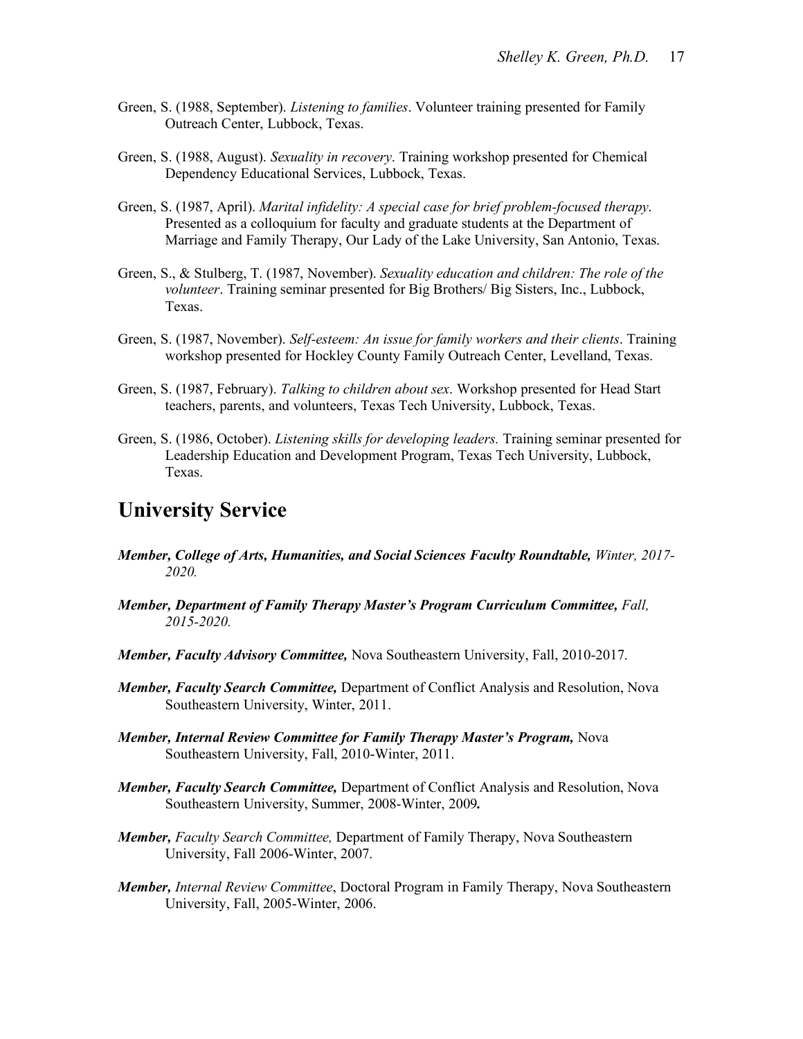Green, S. (1988, September). *Listening to families*. Volunteer training presented for Family Outreach Center, Lubbock, Texas.

Green, S. (1988, August). *Sexuality in recovery*. Training workshop presented for Chemical Dependency Educational Services, Lubbock, Texas.

Green, S. (1987, April). *Marital infidelity: A special case for brief problem-focused therapy*. Presented as a colloquium for faculty and graduate students at the Department of Marriage and Family Therapy, Our Lady of the Lake University, San Antonio, Texas.

Green, S., & Stulberg, T. (1987, November). *Sexuality education and children: The role of the volunteer*. Training seminar presented for Big Brothers/ Big Sisters, Inc., Lubbock, Texas.

Green, S. (1987, November). *Self-esteem: An issue for family workers and their clients*. Training workshop presented for Hockley County Family Outreach Center, Levelland, Texas.

Green, S. (1987, February). *Talking to children about sex*. Workshop presented for Head Start teachers, parents, and volunteers, Texas Tech University, Lubbock, Texas.

Green, S. (1986, October). *Listening skills for developing leaders.* Training seminar presented for Leadership Education and Development Program, Texas Tech University, Lubbock, Texas.

# University Service

***Member, College of Arts, Humanities, and Social Sciences Faculty Roundtable,*** *Winter, 2017-2020.*

***Member, Department of Family Therapy Master's Program Curriculum Committee,*** *Fall, 2015-2020.*

***Member, Faculty Advisory Committee,*** Nova Southeastern University, Fall, 2010-2017.

***Member, Faculty Search Committee,*** Department of Conflict Analysis and Resolution, Nova Southeastern University, Winter, 2011.

***Member, Internal Review Committee for Family Therapy Master's Program,*** Nova Southeastern University, Fall, 2010-Winter, 2011.

***Member, Faculty Search Committee,*** Department of Conflict Analysis and Resolution, Nova Southeastern University, Summer, 2008-Winter, 2009**.**

***Member,*** *Faculty Search Committee,* Department of Family Therapy, Nova Southeastern University, Fall 2006-Winter, 2007.

***Member,*** *Internal Review Committee*, Doctoral Program in Family Therapy, Nova Southeastern University, Fall, 2005-Winter, 2006.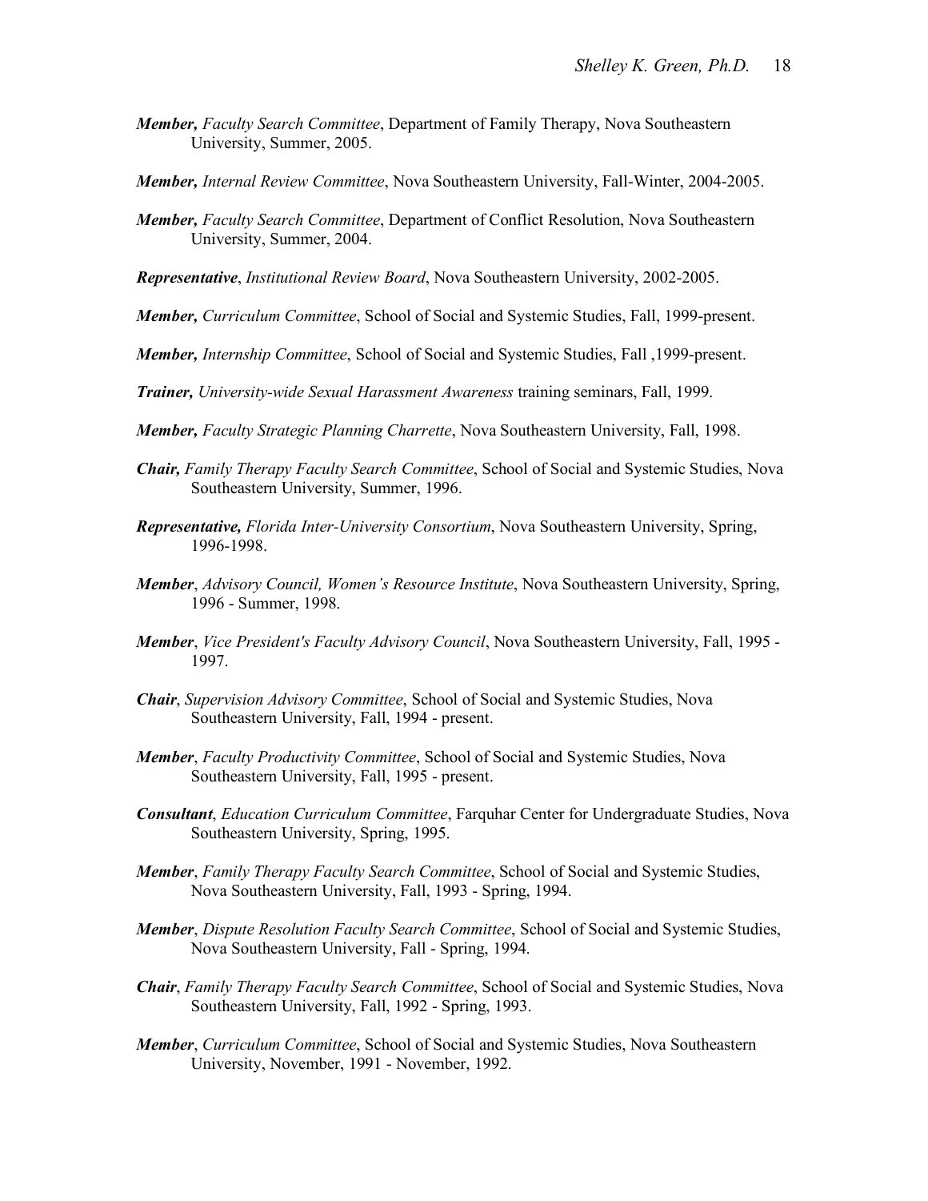***Member,*** *Faculty Search Committee*, Department of Family Therapy, Nova Southeastern University, Summer, 2005.

***Member,*** *Internal Review Committee*, Nova Southeastern University, Fall-Winter, 2004-2005.

***Member,*** *Faculty Search Committee*, Department of Conflict Resolution, Nova Southeastern University, Summer, 2004.

***Representative***, *Institutional Review Board*, Nova Southeastern University, 2002-2005.

***Member,*** *Curriculum Committee*, School of Social and Systemic Studies, Fall, 1999-present.

***Member,*** *Internship Committee*, School of Social and Systemic Studies, Fall ,1999-present.

***Trainer,*** *University-wide Sexual Harassment Awareness* training seminars, Fall, 1999.

***Member,*** *Faculty Strategic Planning Charrette*, Nova Southeastern University, Fall, 1998.

***Chair,*** *Family Therapy Faculty Search Committee*, School of Social and Systemic Studies, Nova Southeastern University, Summer, 1996.

***Representative,*** *Florida Inter-University Consortium*, Nova Southeastern University, Spring, 1996-1998.

***Member***, *Advisory Council, Women's Resource Institute*, Nova Southeastern University, Spring, 1996 - Summer, 1998.

***Member***, *Vice President's Faculty Advisory Council*, Nova Southeastern University, Fall, 1995 - 1997.

***Chair***, *Supervision Advisory Committee*, School of Social and Systemic Studies, Nova Southeastern University, Fall, 1994 - present.

***Member***, *Faculty Productivity Committee*, School of Social and Systemic Studies, Nova Southeastern University, Fall, 1995 - present.

***Consultant***, *Education Curriculum Committee*, Farquhar Center for Undergraduate Studies, Nova Southeastern University, Spring, 1995.

***Member***, *Family Therapy Faculty Search Committee*, School of Social and Systemic Studies, Nova Southeastern University, Fall, 1993 - Spring, 1994.

***Member***, *Dispute Resolution Faculty Search Committee*, School of Social and Systemic Studies, Nova Southeastern University, Fall - Spring, 1994.

***Chair***, *Family Therapy Faculty Search Committee*, School of Social and Systemic Studies, Nova Southeastern University, Fall, 1992 - Spring, 1993.

***Member***, *Curriculum Committee*, School of Social and Systemic Studies, Nova Southeastern University, November, 1991 - November, 1992.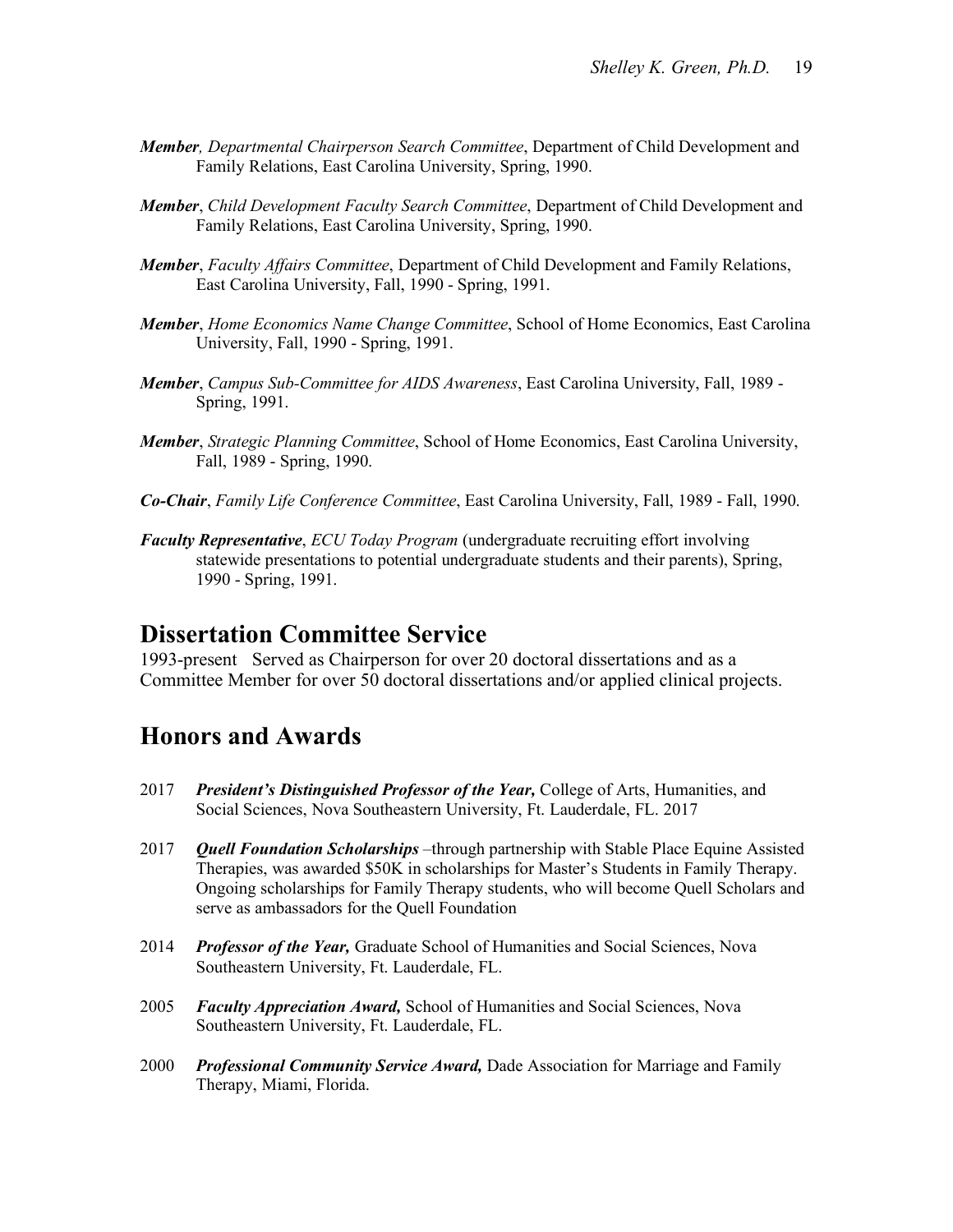***Member**, Departmental Chairperson Search Committee*, Department of Child Development and Family Relations, East Carolina University, Spring, 1990.

***Member***, *Child Development Faculty Search Committee*, Department of Child Development and Family Relations, East Carolina University, Spring, 1990.

***Member***, *Faculty Affairs Committee*, Department of Child Development and Family Relations, East Carolina University, Fall, 1990 - Spring, 1991.

***Member***, *Home Economics Name Change Committee*, School of Home Economics, East Carolina University, Fall, 1990 - Spring, 1991.

***Member***, *Campus Sub-Committee for AIDS Awareness*, East Carolina University, Fall, 1989 - Spring, 1991.

***Member***, *Strategic Planning Committee*, School of Home Economics, East Carolina University, Fall, 1989 - Spring, 1990.

***Co-Chair***, *Family Life Conference Committee*, East Carolina University, Fall, 1989 - Fall, 1990.

***Faculty Representative***, *ECU Today Program* (undergraduate recruiting effort involving statewide presentations to potential undergraduate students and their parents), Spring, 1990 - Spring, 1991.

## Dissertation Committee Service

1993-present Served as Chairperson for over 20 doctoral dissertations and as a Committee Member for over 50 doctoral dissertations and/or applied clinical projects.

## Honors and Awards

2017 ***President's Distinguished Professor of the Year,*** College of Arts, Humanities, and Social Sciences, Nova Southeastern University, Ft. Lauderdale, FL. 2017

2017 ***Quell Foundation Scholarships*** –through partnership with Stable Place Equine Assisted Therapies, was awarded $50K in scholarships for Master's Students in Family Therapy. Ongoing scholarships for Family Therapy students, who will become Quell Scholars and serve as ambassadors for the Quell Foundation

2014 ***Professor of the Year,*** Graduate School of Humanities and Social Sciences, Nova Southeastern University, Ft. Lauderdale, FL.

2005 ***Faculty Appreciation Award,*** School of Humanities and Social Sciences, Nova Southeastern University, Ft. Lauderdale, FL.

2000 ***Professional Community Service Award,*** Dade Association for Marriage and Family Therapy, Miami, Florida.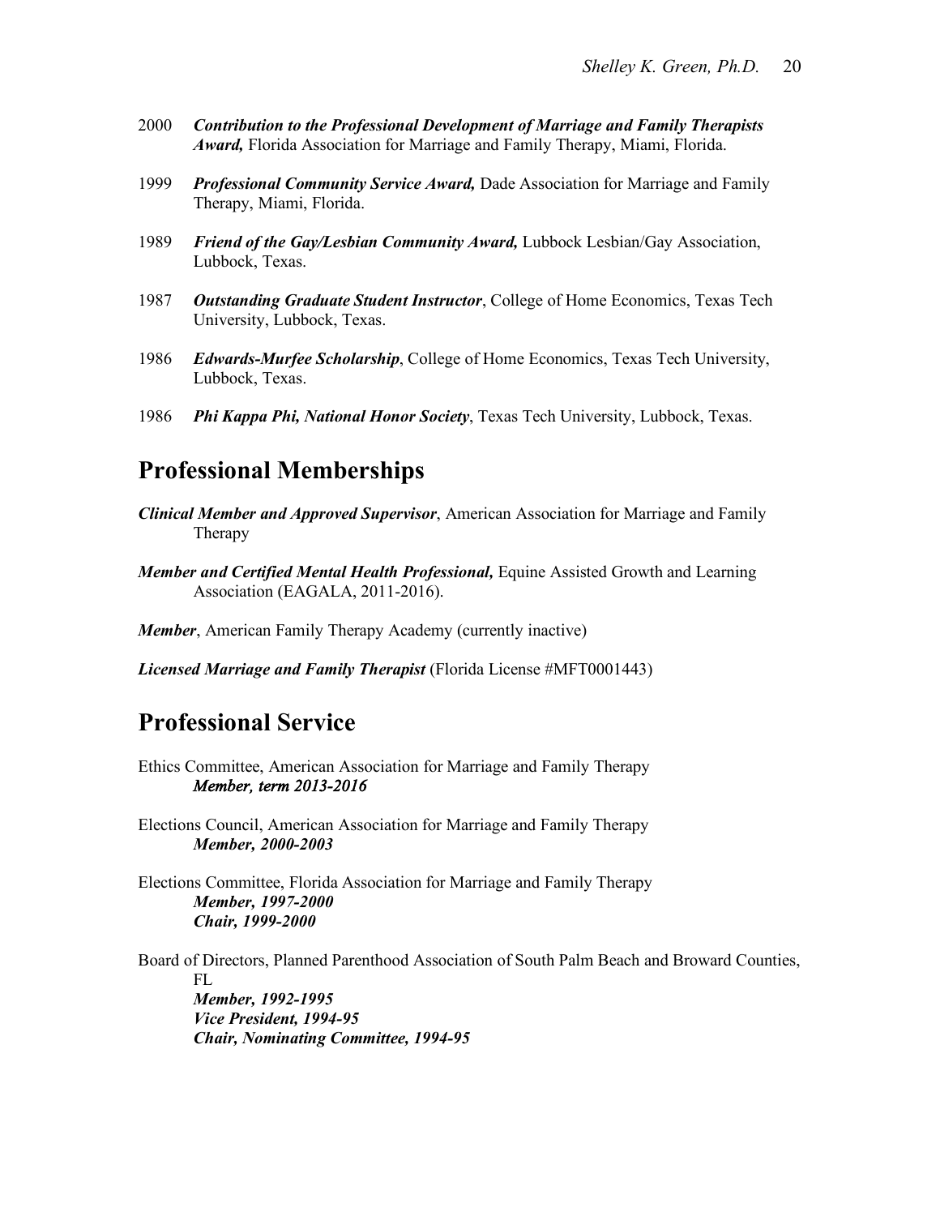2000 ***Contribution to the Professional Development of Marriage and Family Therapists Award,*** Florida Association for Marriage and Family Therapy, Miami, Florida.

1999 ***Professional Community Service Award,*** Dade Association for Marriage and Family Therapy, Miami, Florida.

1989 ***Friend of the Gay/Lesbian Community Award,*** Lubbock Lesbian/Gay Association, Lubbock, Texas.

1987 ***Outstanding Graduate Student Instructor***, College of Home Economics, Texas Tech University, Lubbock, Texas.

1986 ***Edwards-Murfee Scholarship***, College of Home Economics, Texas Tech University, Lubbock, Texas.

1986 ***Phi Kappa Phi, National Honor Society***, Texas Tech University, Lubbock, Texas.

## Professional Memberships

***Clinical Member and Approved Supervisor***, American Association for Marriage and Family Therapy

***Member and Certified Mental Health Professional,*** Equine Assisted Growth and Learning Association (EAGALA, 2011-2016).

***Member***, American Family Therapy Academy (currently inactive)

***Licensed Marriage and Family Therapist*** (Florida License #MFT0001443)

## Professional Service

Ethics Committee, American Association for Marriage and Family Therapy
***Member, term 2013-2016***

Elections Council, American Association for Marriage and Family Therapy
***Member, 2000-2003***

Elections Committee, Florida Association for Marriage and Family Therapy
***Member, 1997-2000***
***Chair, 1999-2000***

Board of Directors, Planned Parenthood Association of South Palm Beach and Broward Counties, FL
***Member, 1992-1995***
***Vice President, 1994-95***
***Chair, Nominating Committee, 1994-95***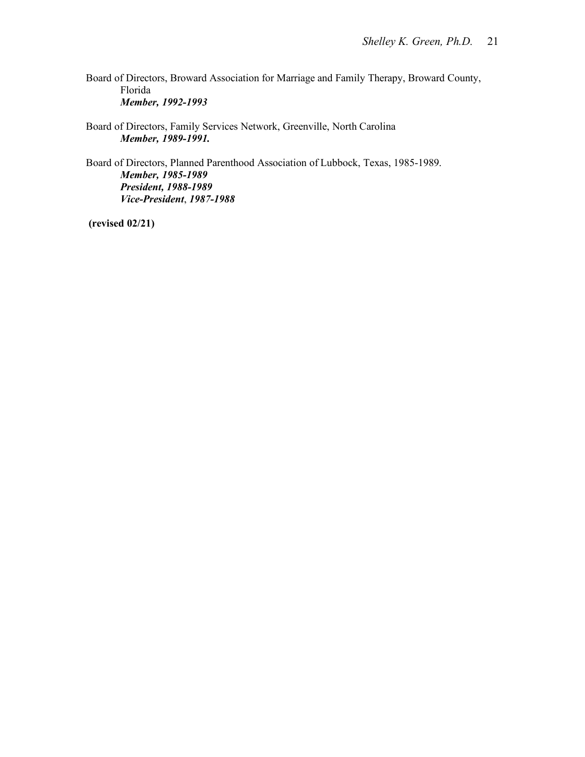Board of Directors, Broward Association for Marriage and Family Therapy, Broward County, Florida
***Member, 1992-1993***

Board of Directors, Family Services Network, Greenville, North Carolina
***Member, 1989-1991.***

Board of Directors, Planned Parenthood Association of Lubbock, Texas, 1985-1989.
***Member, 1985-1989***
***President, 1988-1989***
***Vice-President*, *1987-1988***

**(revised 02/21)**